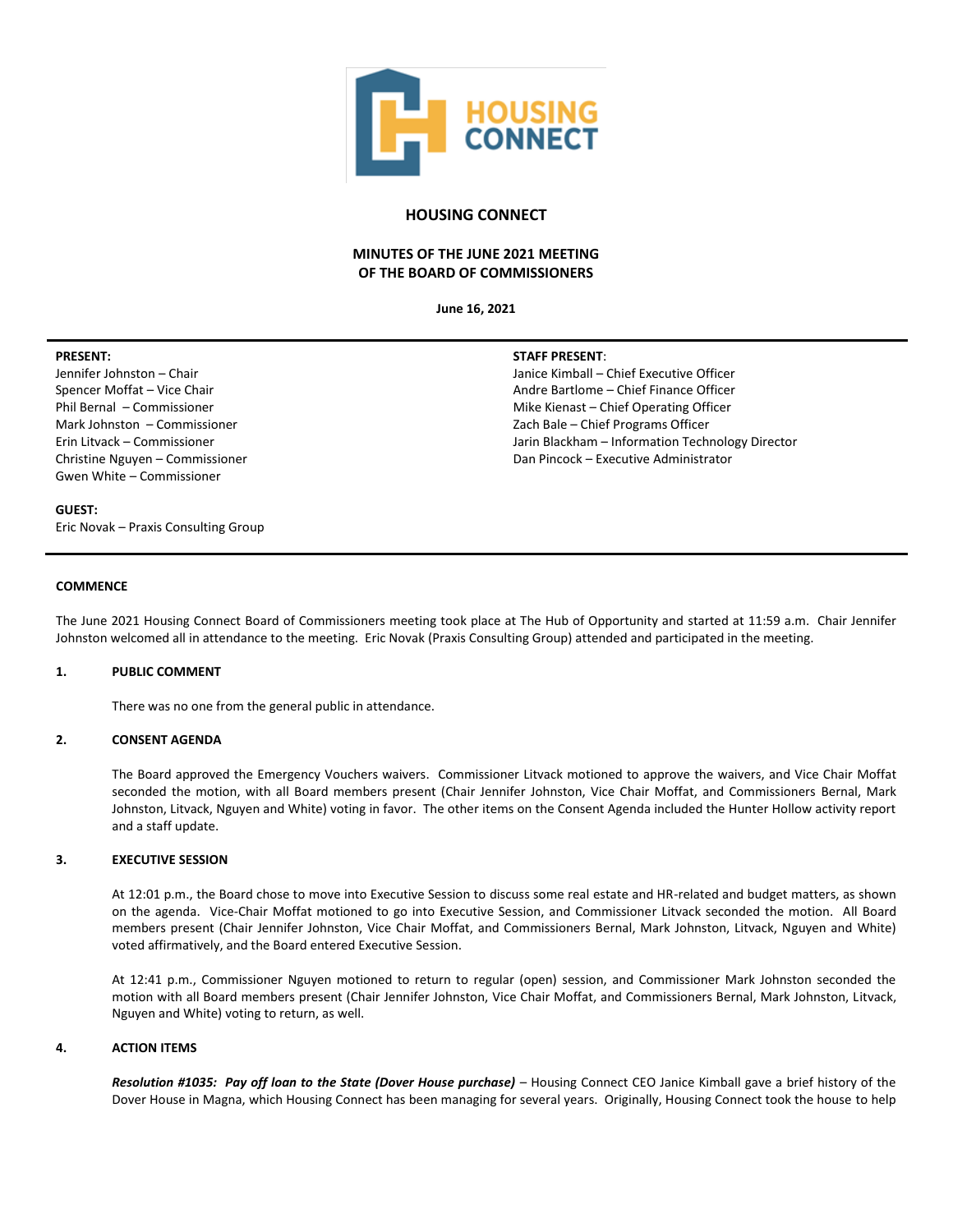# HOUSING CONNECT

## MINUTES OF THE JUNE 2021 MEETING OF THE BOARD OF COMMISSIONERS

**June 16, 2021**

**PRESENT:**
Jennifer Johnston – Chair
Spencer Moffat – Vice Chair
Phil Bernal – Commissioner
Mark Johnston – Commissioner
Erin Litvack – Commissioner
Christine Nguyen – Commissioner
Gwen White – Commissioner

**STAFF PRESENT:**
Janice Kimball – Chief Executive Officer
Andre Bartlome – Chief Finance Officer
Mike Kienast – Chief Operating Officer
Zach Bale – Chief Programs Officer
Jarin Blackham – Information Technology Director
Dan Pincock – Executive Administrator

**GUEST:**
Eric Novak – Praxis Consulting Group

### COMMENCE

The June 2021 Housing Connect Board of Commissioners meeting took place at The Hub of Opportunity and started at 11:59 a.m. Chair Jennifer Johnston welcomed all in attendance to the meeting. Eric Novak (Praxis Consulting Group) attended and participated in the meeting.

### 1. PUBLIC COMMENT

There was no one from the general public in attendance.

### 2. CONSENT AGENDA

The Board approved the Emergency Vouchers waivers. Commissioner Litvack motioned to approve the waivers, and Vice Chair Moffat seconded the motion, with all Board members present (Chair Jennifer Johnston, Vice Chair Moffat, and Commissioners Bernal, Mark Johnston, Litvack, Nguyen and White) voting in favor. The other items on the Consent Agenda included the Hunter Hollow activity report and a staff update.

### 3. EXECUTIVE SESSION

At 12:01 p.m., the Board chose to move into Executive Session to discuss some real estate and HR-related and budget matters, as shown on the agenda. Vice-Chair Moffat motioned to go into Executive Session, and Commissioner Litvack seconded the motion. All Board members present (Chair Jennifer Johnston, Vice Chair Moffat, and Commissioners Bernal, Mark Johnston, Litvack, Nguyen and White) voted affirmatively, and the Board entered Executive Session.

At 12:41 p.m., Commissioner Nguyen motioned to return to regular (open) session, and Commissioner Mark Johnston seconded the motion with all Board members present (Chair Jennifer Johnston, Vice Chair Moffat, and Commissioners Bernal, Mark Johnston, Litvack, Nguyen and White) voting to return, as well.

### 4. ACTION ITEMS

***Resolution #1035: Pay off loan to the State (Dover House purchase)*** – Housing Connect CEO Janice Kimball gave a brief history of the Dover House in Magna, which Housing Connect has been managing for several years. Originally, Housing Connect took the house to help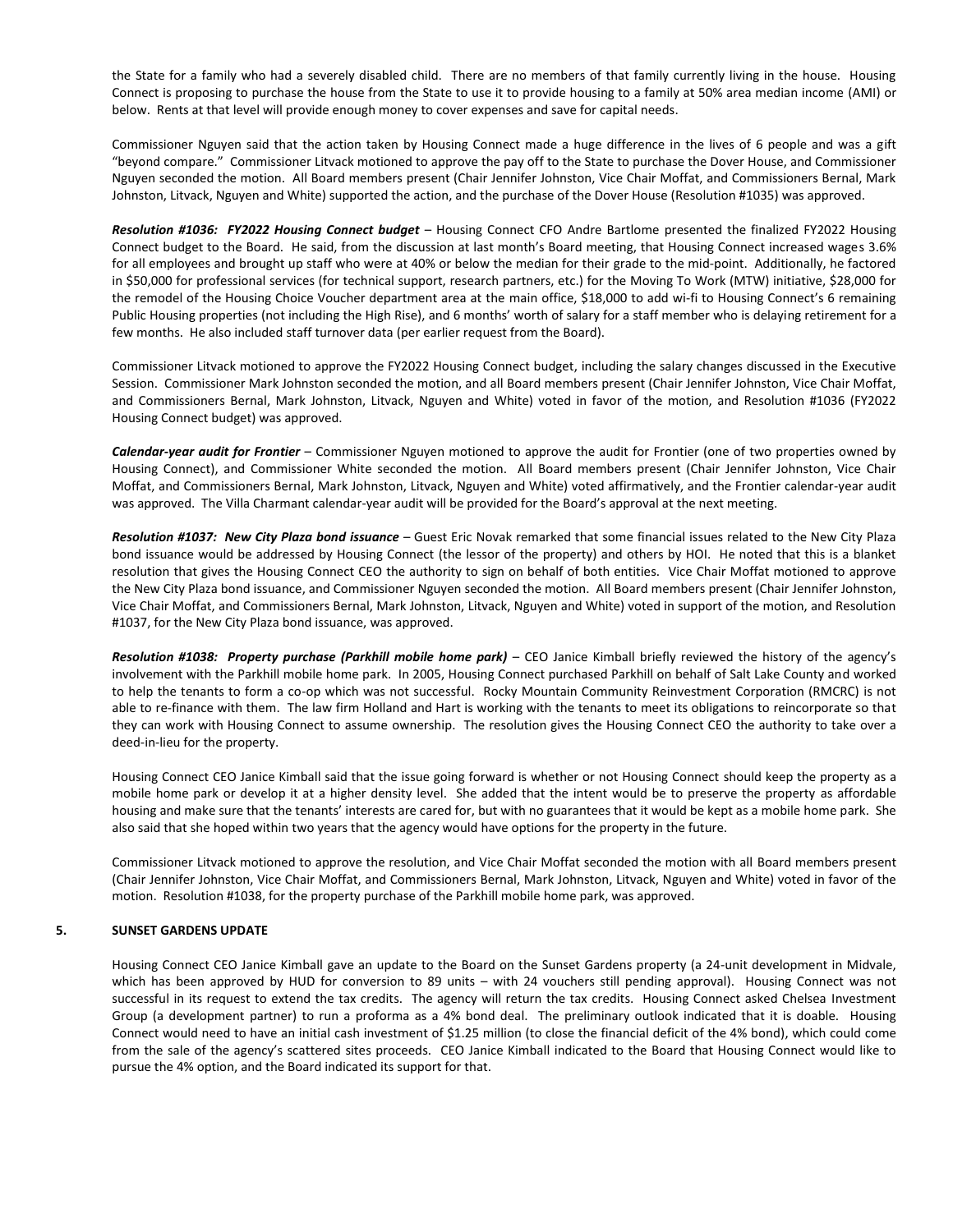the State for a family who had a severely disabled child. There are no members of that family currently living in the house. Housing Connect is proposing to purchase the house from the State to use it to provide housing to a family at 50% area median income (AMI) or below. Rents at that level will provide enough money to cover expenses and save for capital needs.

Commissioner Nguyen said that the action taken by Housing Connect made a huge difference in the lives of 6 people and was a gift "beyond compare." Commissioner Litvack motioned to approve the pay off to the State to purchase the Dover House, and Commissioner Nguyen seconded the motion. All Board members present (Chair Jennifer Johnston, Vice Chair Moffat, and Commissioners Bernal, Mark Johnston, Litvack, Nguyen and White) supported the action, and the purchase of the Dover House (Resolution #1035) was approved.

***Resolution #1036: FY2022 Housing Connect budget*** – Housing Connect CFO Andre Bartlome presented the finalized FY2022 Housing Connect budget to the Board. He said, from the discussion at last month's Board meeting, that Housing Connect increased wages 3.6% for all employees and brought up staff who were at 40% or below the median for their grade to the mid-point. Additionally, he factored in $50,000 for professional services (for technical support, research partners, etc.) for the Moving To Work (MTW) initiative, $28,000 for the remodel of the Housing Choice Voucher department area at the main office, $18,000 to add wi-fi to Housing Connect's 6 remaining Public Housing properties (not including the High Rise), and 6 months' worth of salary for a staff member who is delaying retirement for a few months. He also included staff turnover data (per earlier request from the Board).

Commissioner Litvack motioned to approve the FY2022 Housing Connect budget, including the salary changes discussed in the Executive Session. Commissioner Mark Johnston seconded the motion, and all Board members present (Chair Jennifer Johnston, Vice Chair Moffat, and Commissioners Bernal, Mark Johnston, Litvack, Nguyen and White) voted in favor of the motion, and Resolution #1036 (FY2022 Housing Connect budget) was approved.

***Calendar-year audit for Frontier*** – Commissioner Nguyen motioned to approve the audit for Frontier (one of two properties owned by Housing Connect), and Commissioner White seconded the motion. All Board members present (Chair Jennifer Johnston, Vice Chair Moffat, and Commissioners Bernal, Mark Johnston, Litvack, Nguyen and White) voted affirmatively, and the Frontier calendar-year audit was approved. The Villa Charmant calendar-year audit will be provided for the Board's approval at the next meeting.

***Resolution #1037: New City Plaza bond issuance*** – Guest Eric Novak remarked that some financial issues related to the New City Plaza bond issuance would be addressed by Housing Connect (the lessor of the property) and others by HOI. He noted that this is a blanket resolution that gives the Housing Connect CEO the authority to sign on behalf of both entities. Vice Chair Moffat motioned to approve the New City Plaza bond issuance, and Commissioner Nguyen seconded the motion. All Board members present (Chair Jennifer Johnston, Vice Chair Moffat, and Commissioners Bernal, Mark Johnston, Litvack, Nguyen and White) voted in support of the motion, and Resolution #1037, for the New City Plaza bond issuance, was approved.

***Resolution #1038: Property purchase (Parkhill mobile home park)*** – CEO Janice Kimball briefly reviewed the history of the agency's involvement with the Parkhill mobile home park. In 2005, Housing Connect purchased Parkhill on behalf of Salt Lake County and worked to help the tenants to form a co-op which was not successful. Rocky Mountain Community Reinvestment Corporation (RMCRC) is not able to re-finance with them. The law firm Holland and Hart is working with the tenants to meet its obligations to reincorporate so that they can work with Housing Connect to assume ownership. The resolution gives the Housing Connect CEO the authority to take over a deed-in-lieu for the property.

Housing Connect CEO Janice Kimball said that the issue going forward is whether or not Housing Connect should keep the property as a mobile home park or develop it at a higher density level. She added that the intent would be to preserve the property as affordable housing and make sure that the tenants' interests are cared for, but with no guarantees that it would be kept as a mobile home park. She also said that she hoped within two years that the agency would have options for the property in the future.

Commissioner Litvack motioned to approve the resolution, and Vice Chair Moffat seconded the motion with all Board members present (Chair Jennifer Johnston, Vice Chair Moffat, and Commissioners Bernal, Mark Johnston, Litvack, Nguyen and White) voted in favor of the motion. Resolution #1038, for the property purchase of the Parkhill mobile home park, was approved.

## 5. SUNSET GARDENS UPDATE

Housing Connect CEO Janice Kimball gave an update to the Board on the Sunset Gardens property (a 24-unit development in Midvale, which has been approved by HUD for conversion to 89 units – with 24 vouchers still pending approval). Housing Connect was not successful in its request to extend the tax credits. The agency will return the tax credits. Housing Connect asked Chelsea Investment Group (a development partner) to run a proforma as a 4% bond deal. The preliminary outlook indicated that it is doable. Housing Connect would need to have an initial cash investment of $1.25 million (to close the financial deficit of the 4% bond), which could come from the sale of the agency's scattered sites proceeds. CEO Janice Kimball indicated to the Board that Housing Connect would like to pursue the 4% option, and the Board indicated its support for that.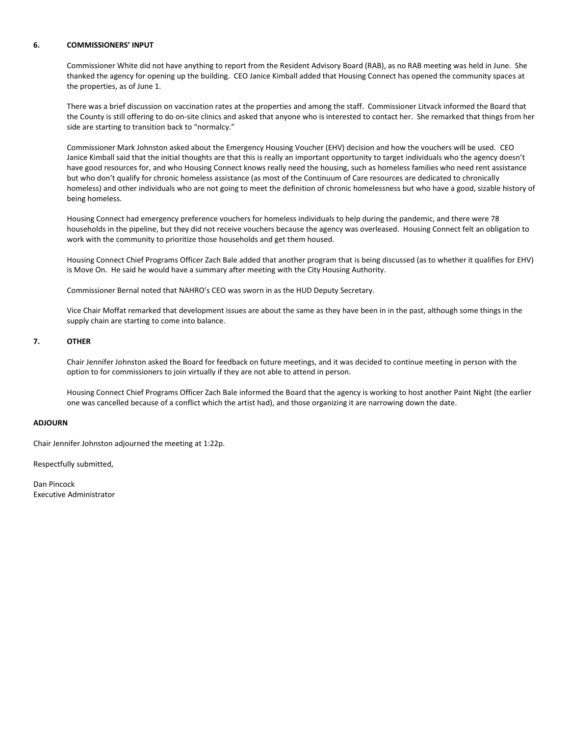## 6. COMMISSIONERS' INPUT

Commissioner White did not have anything to report from the Resident Advisory Board (RAB), as no RAB meeting was held in June. She thanked the agency for opening up the building. CEO Janice Kimball added that Housing Connect has opened the community spaces at the properties, as of June 1.

There was a brief discussion on vaccination rates at the properties and among the staff. Commissioner Litvack informed the Board that the County is still offering to do on-site clinics and asked that anyone who is interested to contact her. She remarked that things from her side are starting to transition back to "normalcy."

Commissioner Mark Johnston asked about the Emergency Housing Voucher (EHV) decision and how the vouchers will be used. CEO Janice Kimball said that the initial thoughts are that this is really an important opportunity to target individuals who the agency doesn't have good resources for, and who Housing Connect knows really need the housing, such as homeless families who need rent assistance but who don't qualify for chronic homeless assistance (as most of the Continuum of Care resources are dedicated to chronically homeless) and other individuals who are not going to meet the definition of chronic homelessness but who have a good, sizable history of being homeless.

Housing Connect had emergency preference vouchers for homeless individuals to help during the pandemic, and there were 78 households in the pipeline, but they did not receive vouchers because the agency was overleased. Housing Connect felt an obligation to work with the community to prioritize those households and get them housed.

Housing Connect Chief Programs Officer Zach Bale added that another program that is being discussed (as to whether it qualifies for EHV) is Move On. He said he would have a summary after meeting with the City Housing Authority.

Commissioner Bernal noted that NAHRO's CEO was sworn in as the HUD Deputy Secretary.

Vice Chair Moffat remarked that development issues are about the same as they have been in in the past, although some things in the supply chain are starting to come into balance.

## 7. OTHER

Chair Jennifer Johnston asked the Board for feedback on future meetings, and it was decided to continue meeting in person with the option to for commissioners to join virtually if they are not able to attend in person.

Housing Connect Chief Programs Officer Zach Bale informed the Board that the agency is working to host another Paint Night (the earlier one was cancelled because of a conflict which the artist had), and those organizing it are narrowing down the date.

## ADJOURN

Chair Jennifer Johnston adjourned the meeting at 1:22p.

Respectfully submitted,

Dan Pincock
Executive Administrator